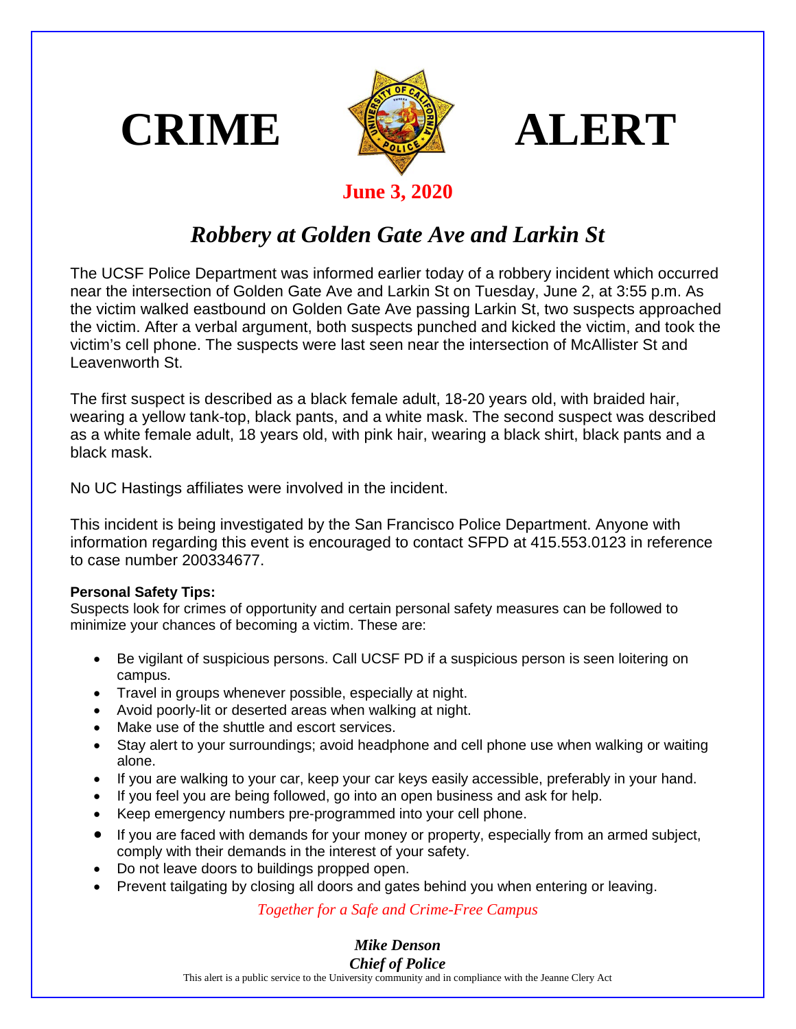# CRIME ALERT

**June 3, 2020**

## *Robbery at Golden Gate Ave and Larkin St*

The UCSF Police Department was informed earlier today of a robbery incident which occurred near the intersection of Golden Gate Ave and Larkin St on Tuesday, June 2, at 3:55 p.m. As the victim walked eastbound on Golden Gate Ave passing Larkin St, two suspects approached the victim. After a verbal argument, both suspects punched and kicked the victim, and took the victim's cell phone. The suspects were last seen near the intersection of McAllister St and Leavenworth St.

The first suspect is described as a black female adult, 18-20 years old, with braided hair, wearing a yellow tank-top, black pants, and a white mask. The second suspect was described as a white female adult, 18 years old, with pink hair, wearing a black shirt, black pants and a black mask.

No UC Hastings affiliates were involved in the incident.

This incident is being investigated by the San Francisco Police Department. Anyone with information regarding this event is encouraged to contact SFPD at 415.553.0123 in reference to case number 200334677.

**Personal Safety Tips:**

Suspects look for crimes of opportunity and certain personal safety measures can be followed to minimize your chances of becoming a victim. These are:

- Be vigilant of suspicious persons. Call UCSF PD if a suspicious person is seen loitering on campus.
- Travel in groups whenever possible, especially at night.
- Avoid poorly-lit or deserted areas when walking at night.
- Make use of the shuttle and escort services.
- Stay alert to your surroundings; avoid headphone and cell phone use when walking or waiting alone.
- If you are walking to your car, keep your car keys easily accessible, preferably in your hand.
- If you feel you are being followed, go into an open business and ask for help.
- Keep emergency numbers pre-programmed into your cell phone.
- If you are faced with demands for your money or property, especially from an armed subject, comply with their demands in the interest of your safety.
- Do not leave doors to buildings propped open.
- Prevent tailgating by closing all doors and gates behind you when entering or leaving.

*Together for a Safe and Crime-Free Campus*

***Mike Denson***
***Chief of Police***

This alert is a public service to the University community and in compliance with the Jeanne Clery Act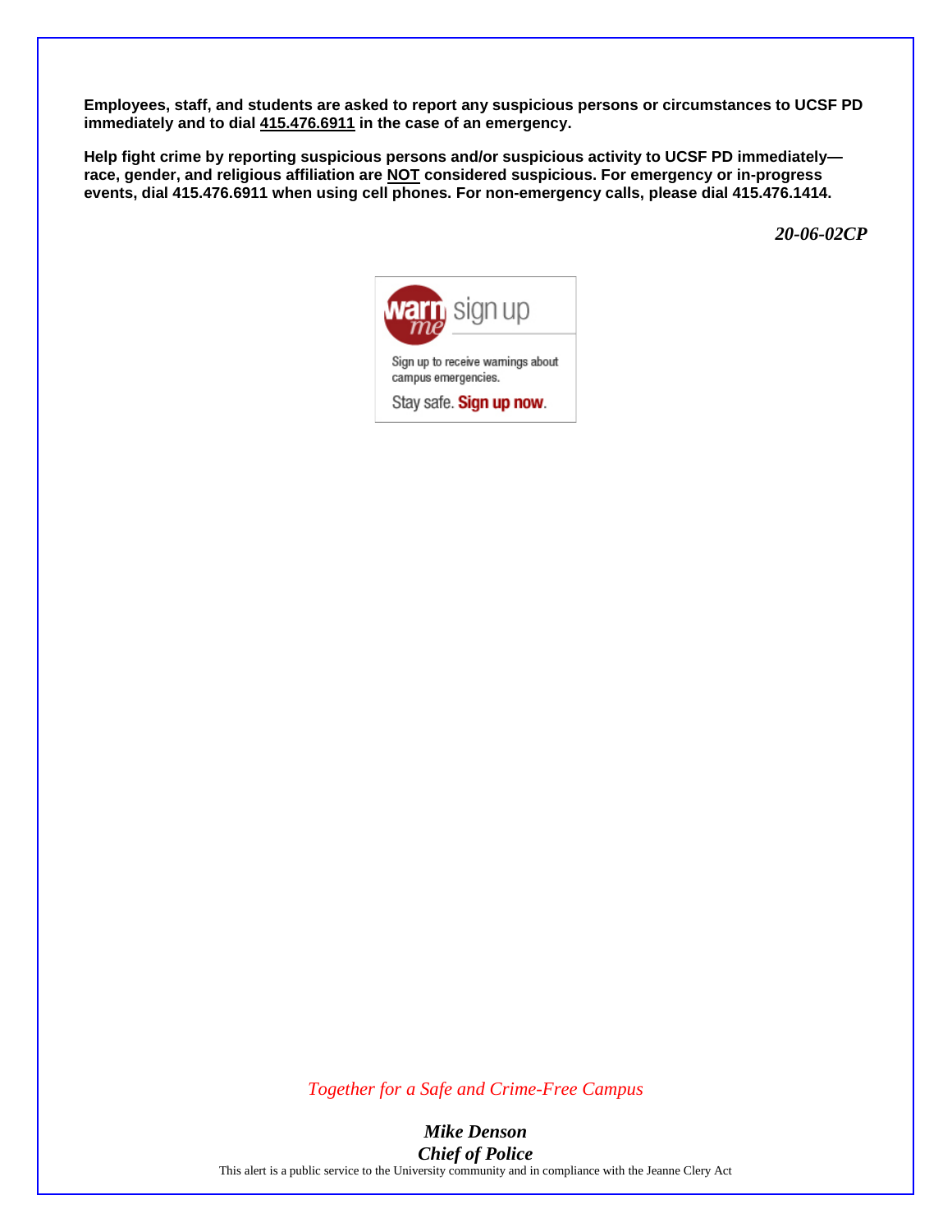**Employees, staff, and students are asked to report any suspicious persons or circumstances to UCSF PD immediately and to dial <u>415.476.6911</u> in the case of an emergency.**

**Help fight crime by reporting suspicious persons and/or suspicious activity to UCSF PD immediately—race, gender, and religious affiliation are <u>NOT</u> considered suspicious. For emergency or in-progress events, dial 415.476.6911 when using cell phones. For non-emergency calls, please dial 415.476.1414.**

***20-06-02CP***

warn me sign up

Sign up to receive warnings about campus emergencies.

Stay safe. **Sign up now.**

*Together for a Safe and Crime-Free Campus*

***Mike Denson***
***Chief of Police***

This alert is a public service to the University community and in compliance with the Jeanne Clery Act